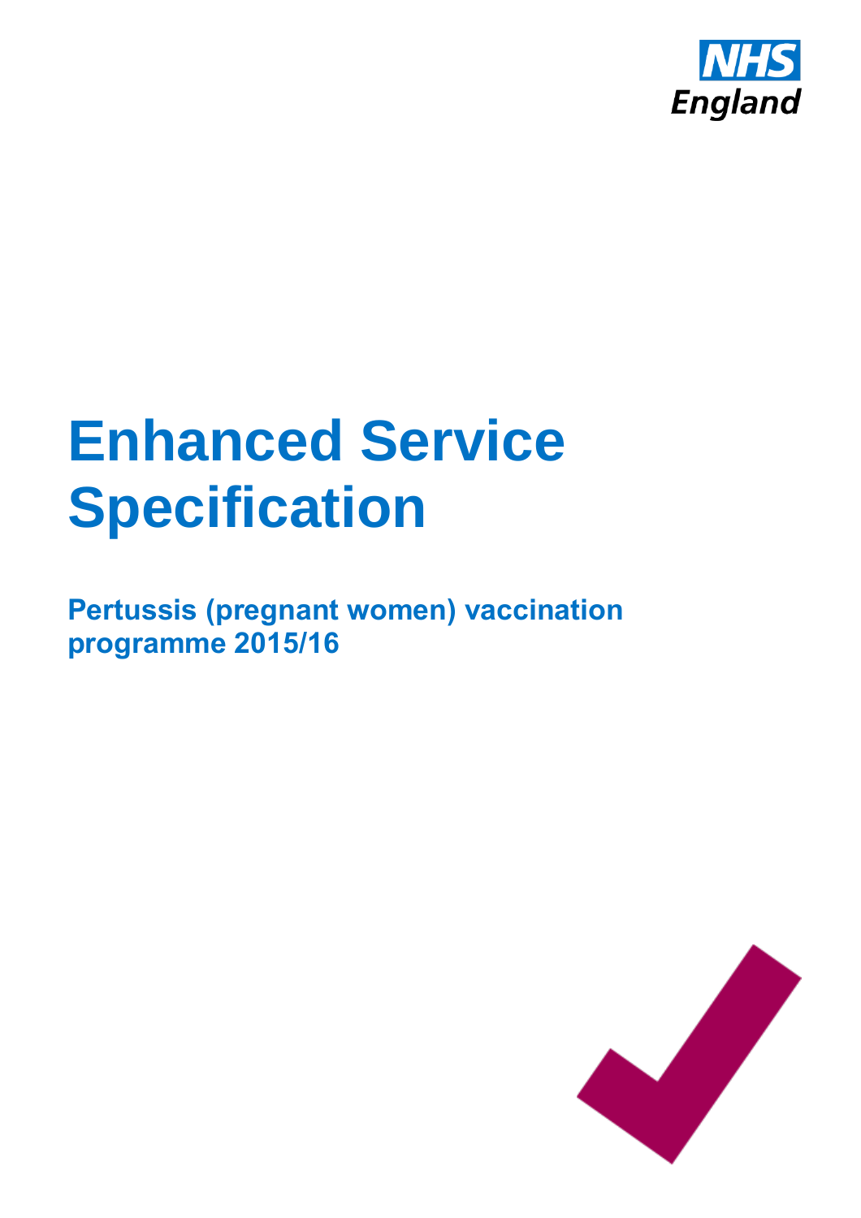NHS England

# Enhanced Service Specification

## Pertussis (pregnant women) vaccination programme 2015/16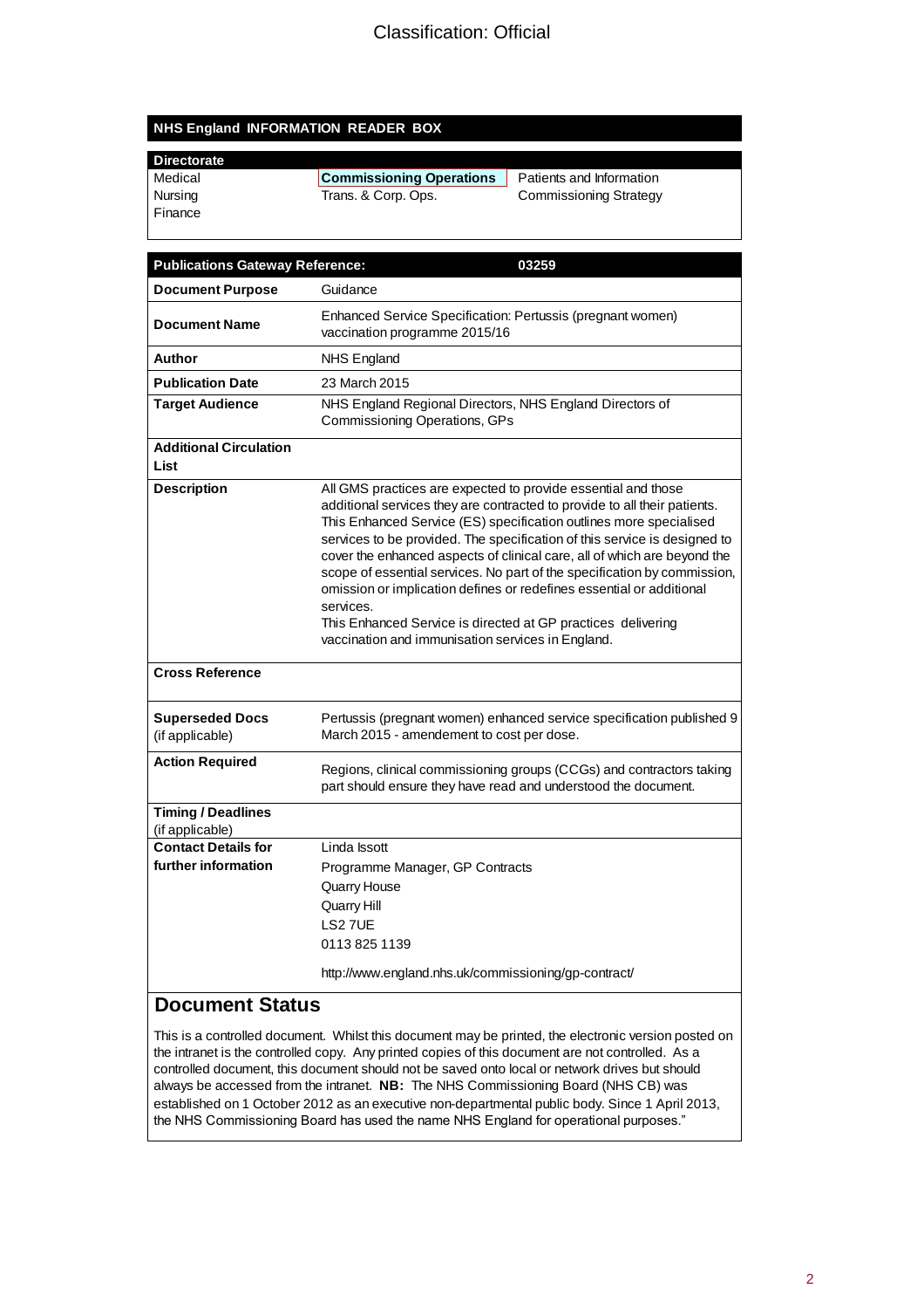Classification: Official

## NHS England INFORMATION READER BOX

| Directorate | | |
|---|---|---|
| Medical | **Commissioning Operations** | Patients and Information |
| Nursing | Trans. & Corp. Ops. | Commissioning Strategy |
| Finance | | |

| Publications Gateway Reference: | 03259 |
|---|---|
| **Document Purpose** | Guidance |
| **Document Name** | Enhanced Service Specification: Pertussis (pregnant women) vaccination programme 2015/16 |
| **Author** | NHS England |
| **Publication Date** | 23 March 2015 |
| **Target Audience** | NHS England Regional Directors, NHS England Directors of Commissioning Operations, GPs |
| **Additional Circulation List** | |
| **Description** | All GMS practices are expected to provide essential and those additional services they are contracted to provide to all their patients. This Enhanced Service (ES) specification outlines more specialised services to be provided. The specification of this service is designed to cover the enhanced aspects of clinical care, all of which are beyond the scope of essential services. No part of the specification by commission, omission or implication defines or redefines essential or additional services. This Enhanced Service is directed at GP practices delivering vaccination and immunisation services in England. |
| **Cross Reference** | |
| **Superseded Docs** (if applicable) | Pertussis (pregnant women) enhanced service specification published 9 March 2015 - amendement to cost per dose. |
| **Action Required** | Regions, clinical commissioning groups (CCGs) and contractors taking part should ensure they have read and understood the document. |
| **Timing / Deadlines** (if applicable) | |
| **Contact Details for further information** | Linda Issott<br>Programme Manager, GP Contracts<br>Quarry House<br>Quarry Hill<br>LS2 7UE<br>0113 825 1139<br><br>http://www.england.nhs.uk/commissioning/gp-contract/ |

## Document Status

This is a controlled document. Whilst this document may be printed, the electronic version posted on the intranet is the controlled copy. Any printed copies of this document are not controlled. As a controlled document, this document should not be saved onto local or network drives but should always be accessed from the intranet. **NB:** The NHS Commissioning Board (NHS CB) was established on 1 October 2012 as an executive non-departmental public body. Since 1 April 2013, the NHS Commissioning Board has used the name NHS England for operational purposes."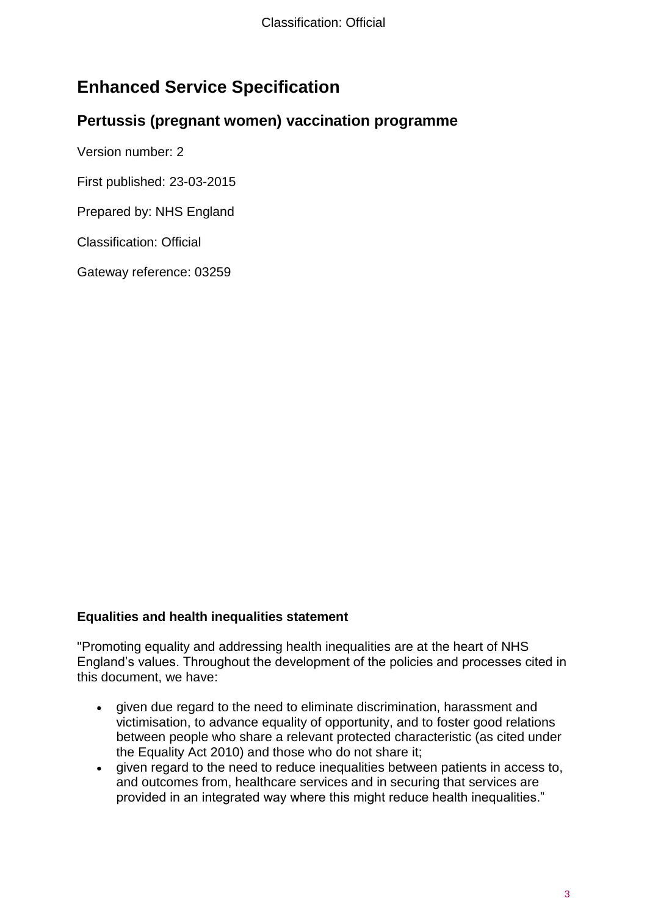# Enhanced Service Specification

## Pertussis (pregnant women) vaccination programme

Version number: 2

First published: 23-03-2015

Prepared by: NHS England

Classification: Official

Gateway reference: 03259

**Equalities and health inequalities statement**

"Promoting equality and addressing health inequalities are at the heart of NHS England's values. Throughout the development of the policies and processes cited in this document, we have:

- given due regard to the need to eliminate discrimination, harassment and victimisation, to advance equality of opportunity, and to foster good relations between people who share a relevant protected characteristic (as cited under the Equality Act 2010) and those who do not share it;
- given regard to the need to reduce inequalities between patients in access to, and outcomes from, healthcare services and in securing that services are provided in an integrated way where this might reduce health inequalities."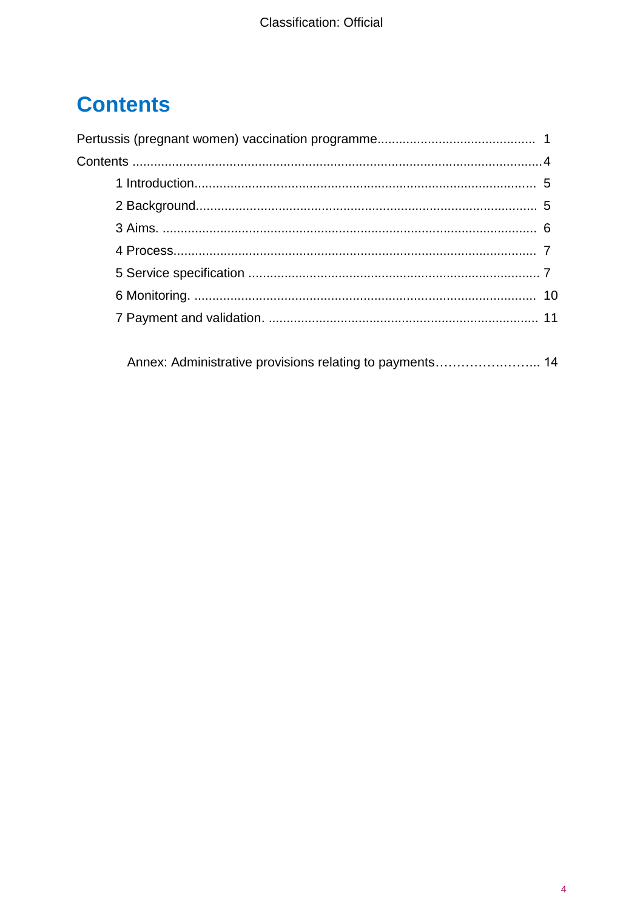# Contents

Pertussis (pregnant women) vaccination programme............................................ 1

Contents ................................................................................................................4

- 1 Introduction............................................................................................ 5
- 2 Background............................................................................................ 5
- 3 Aims. ...................................................................................................... 6
- 4 Process.................................................................................................... 7
- 5 Service specification ................................................................................ 7
- 6 Monitoring. ............................................................................................. 10
- 7 Payment and validation. .......................................................................... 11

Annex: Administrative provisions relating to payments……………….…….. 14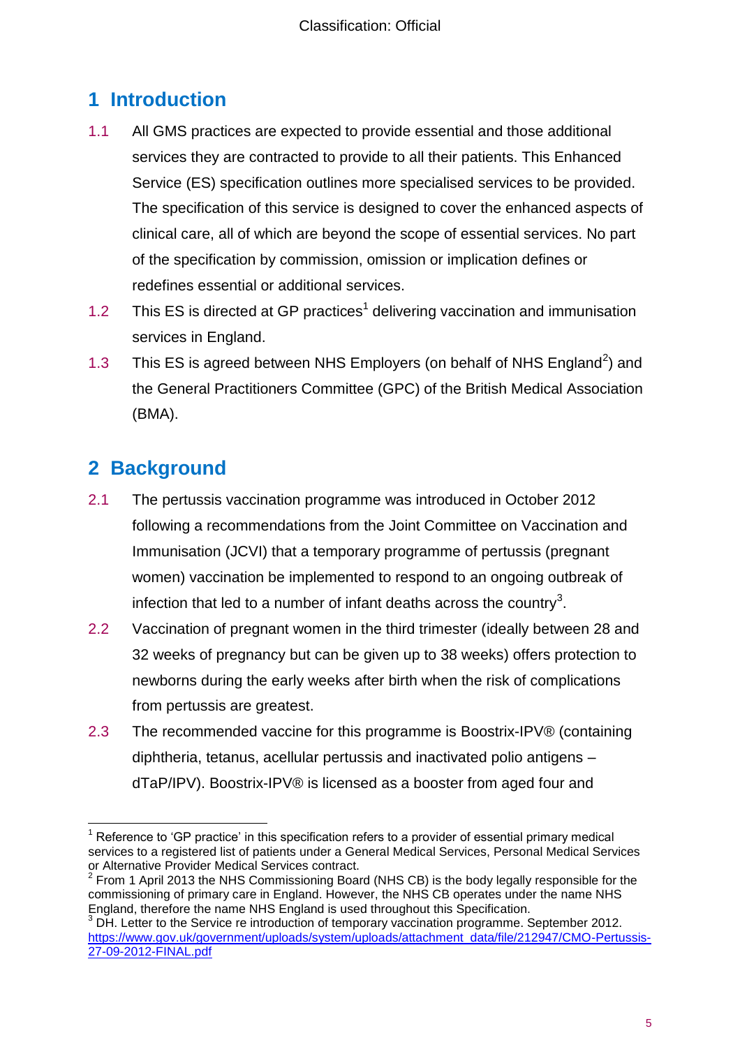## 1 Introduction

1.1 All GMS practices are expected to provide essential and those additional services they are contracted to provide to all their patients. This Enhanced Service (ES) specification outlines more specialised services to be provided. The specification of this service is designed to cover the enhanced aspects of clinical care, all of which are beyond the scope of essential services. No part of the specification by commission, omission or implication defines or redefines essential or additional services.

1.2 This ES is directed at GP practices[1] delivering vaccination and immunisation services in England.

1.3 This ES is agreed between NHS Employers (on behalf of NHS England[2]) and the General Practitioners Committee (GPC) of the British Medical Association (BMA).

## 2 Background

2.1 The pertussis vaccination programme was introduced in October 2012 following a recommendations from the Joint Committee on Vaccination and Immunisation (JCVI) that a temporary programme of pertussis (pregnant women) vaccination be implemented to respond to an ongoing outbreak of infection that led to a number of infant deaths across the country[3].

2.2 Vaccination of pregnant women in the third trimester (ideally between 28 and 32 weeks of pregnancy but can be given up to 38 weeks) offers protection to newborns during the early weeks after birth when the risk of complications from pertussis are greatest.

2.3 The recommended vaccine for this programme is Boostrix-IPV® (containing diphtheria, tetanus, acellular pertussis and inactivated polio antigens – dTaP/IPV). Boostrix-IPV® is licensed as a booster from aged four and

---

[1] Reference to 'GP practice' in this specification refers to a provider of essential primary medical services to a registered list of patients under a General Medical Services, Personal Medical Services or Alternative Provider Medical Services contract.

[2] From 1 April 2013 the NHS Commissioning Board (NHS CB) is the body legally responsible for the commissioning of primary care in England. However, the NHS CB operates under the name NHS England, therefore the name NHS England is used throughout this Specification.

[3] DH. Letter to the Service re introduction of temporary vaccination programme. September 2012. https://www.gov.uk/government/uploads/system/uploads/attachment_data/file/212947/CMO-Pertussis-27-09-2012-FINAL.pdf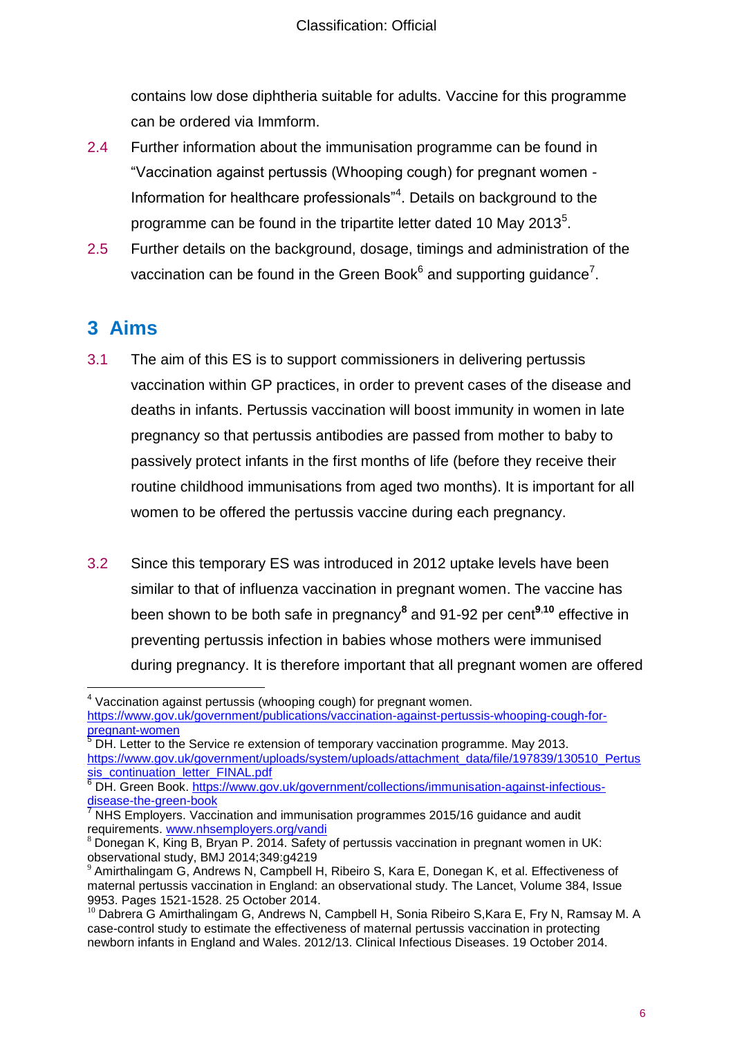contains low dose diphtheria suitable for adults. Vaccine for this programme can be ordered via Immform.

2.4 Further information about the immunisation programme can be found in "Vaccination against pertussis (Whooping cough) for pregnant women - Information for healthcare professionals"[4]. Details on background to the programme can be found in the tripartite letter dated 10 May 2013[5].

2.5 Further details on the background, dosage, timings and administration of the vaccination can be found in the Green Book[6] and supporting guidance[7].

## 3 Aims

3.1 The aim of this ES is to support commissioners in delivering pertussis vaccination within GP practices, in order to prevent cases of the disease and deaths in infants. Pertussis vaccination will boost immunity in women in late pregnancy so that pertussis antibodies are passed from mother to baby to passively protect infants in the first months of life (before they receive their routine childhood immunisations from aged two months). It is important for all women to be offered the pertussis vaccine during each pregnancy.

3.2 Since this temporary ES was introduced in 2012 uptake levels have been similar to that of influenza vaccination in pregnant women. The vaccine has been shown to be both safe in pregnancy[8] and 91-92 per cent[9,10] effective in preventing pertussis infection in babies whose mothers were immunised during pregnancy. It is therefore important that all pregnant women are offered

---

[4] Vaccination against pertussis (whooping cough) for pregnant women. https://www.gov.uk/government/publications/vaccination-against-pertussis-whooping-cough-for-pregnant-women

[5] DH. Letter to the Service re extension of temporary vaccination programme. May 2013. https://www.gov.uk/government/uploads/system/uploads/attachment_data/file/197839/130510_Pertussis_continuation_letter_FINAL.pdf

[6] DH. Green Book. https://www.gov.uk/government/collections/immunisation-against-infectious-disease-the-green-book

[7] NHS Employers. Vaccination and immunisation programmes 2015/16 guidance and audit requirements. www.nhsemployers.org/vandi

[8] Donegan K, King B, Bryan P. 2014. Safety of pertussis vaccination in pregnant women in UK: observational study, BMJ 2014;349:g4219

[9] Amirthalingam G, Andrews N, Campbell H, Ribeiro S, Kara E, Donegan K, et al. Effectiveness of maternal pertussis vaccination in England: an observational study. The Lancet, Volume 384, Issue 9953. Pages 1521-1528. 25 October 2014.

[10] Dabrera G Amirthalingam G, Andrews N, Campbell H, Sonia Ribeiro S,Kara E, Fry N, Ramsay M. A case-control study to estimate the effectiveness of maternal pertussis vaccination in protecting newborn infants in England and Wales. 2012/13. Clinical Infectious Diseases. 19 October 2014.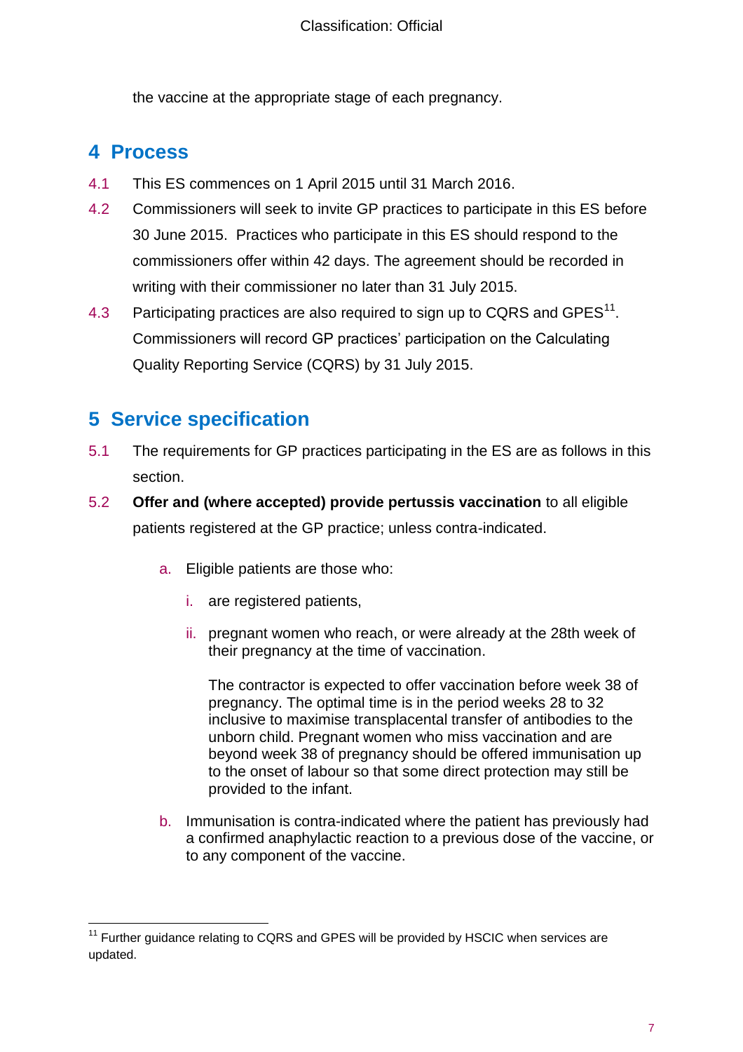the vaccine at the appropriate stage of each pregnancy.

## 4 Process

4.1 This ES commences on 1 April 2015 until 31 March 2016.

4.2 Commissioners will seek to invite GP practices to participate in this ES before 30 June 2015. Practices who participate in this ES should respond to the commissioners offer within 42 days. The agreement should be recorded in writing with their commissioner no later than 31 July 2015.

4.3 Participating practices are also required to sign up to CQRS and GPES[11]. Commissioners will record GP practices' participation on the Calculating Quality Reporting Service (CQRS) by 31 July 2015.

## 5 Service specification

5.1 The requirements for GP practices participating in the ES are as follows in this section.

5.2 **Offer and (where accepted) provide pertussis vaccination** to all eligible patients registered at the GP practice; unless contra-indicated.

   a. Eligible patients are those who:

      i. are registered patients,

      ii. pregnant women who reach, or were already at the 28th week of their pregnancy at the time of vaccination.

      The contractor is expected to offer vaccination before week 38 of pregnancy. The optimal time is in the period weeks 28 to 32 inclusive to maximise transplacental transfer of antibodies to the unborn child. Pregnant women who miss vaccination and are beyond week 38 of pregnancy should be offered immunisation up to the onset of labour so that some direct protection may still be provided to the infant.

   b. Immunisation is contra-indicated where the patient has previously had a confirmed anaphylactic reaction to a previous dose of the vaccine, or to any component of the vaccine.

---

[11] Further guidance relating to CQRS and GPES will be provided by HSCIC when services are updated.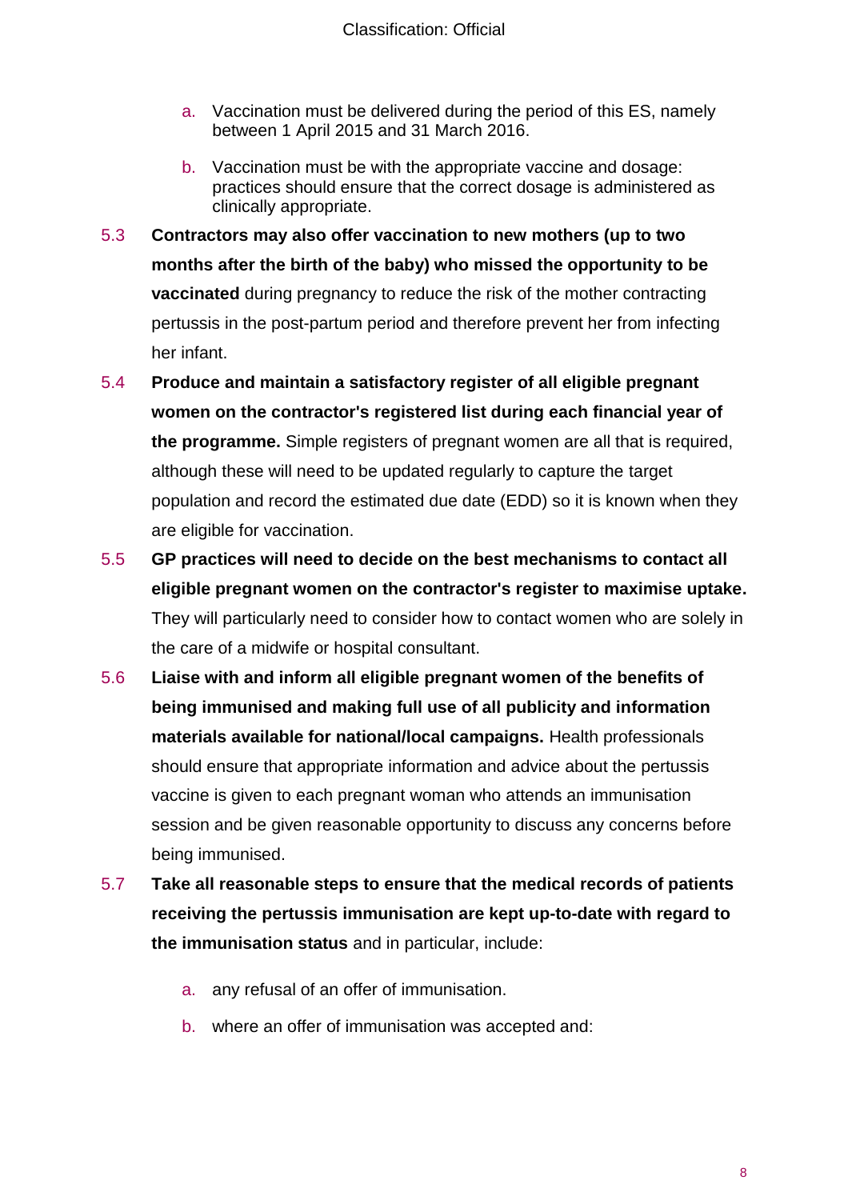a. Vaccination must be delivered during the period of this ES, namely between 1 April 2015 and 31 March 2016.

b. Vaccination must be with the appropriate vaccine and dosage: practices should ensure that the correct dosage is administered as clinically appropriate.

5.3 **Contractors may also offer vaccination to new mothers (up to two months after the birth of the baby) who missed the opportunity to be vaccinated** during pregnancy to reduce the risk of the mother contracting pertussis in the post-partum period and therefore prevent her from infecting her infant.

5.4 **Produce and maintain a satisfactory register of all eligible pregnant women on the contractor's registered list during each financial year of the programme.** Simple registers of pregnant women are all that is required, although these will need to be updated regularly to capture the target population and record the estimated due date (EDD) so it is known when they are eligible for vaccination.

5.5 **GP practices will need to decide on the best mechanisms to contact all eligible pregnant women on the contractor's register to maximise uptake.** They will particularly need to consider how to contact women who are solely in the care of a midwife or hospital consultant.

5.6 **Liaise with and inform all eligible pregnant women of the benefits of being immunised and making full use of all publicity and information materials available for national/local campaigns.** Health professionals should ensure that appropriate information and advice about the pertussis vaccine is given to each pregnant woman who attends an immunisation session and be given reasonable opportunity to discuss any concerns before being immunised.

5.7 **Take all reasonable steps to ensure that the medical records of patients receiving the pertussis immunisation are kept up-to-date with regard to the immunisation status** and in particular, include:

a. any refusal of an offer of immunisation.

b. where an offer of immunisation was accepted and: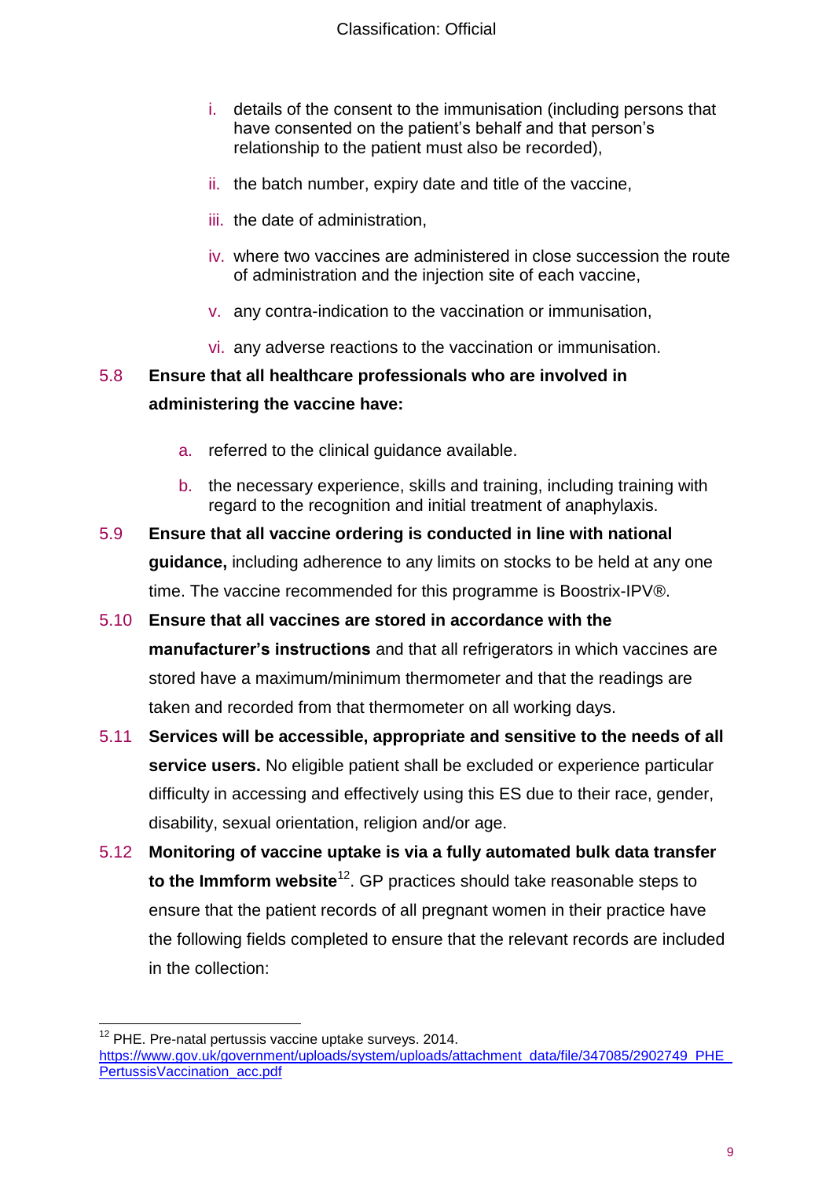i. details of the consent to the immunisation (including persons that have consented on the patient's behalf and that person's relationship to the patient must also be recorded),

ii. the batch number, expiry date and title of the vaccine,

iii. the date of administration,

iv. where two vaccines are administered in close succession the route of administration and the injection site of each vaccine,

v. any contra-indication to the vaccination or immunisation,

vi. any adverse reactions to the vaccination or immunisation.

5.8 **Ensure that all healthcare professionals who are involved in administering the vaccine have:**

a. referred to the clinical guidance available.

b. the necessary experience, skills and training, including training with regard to the recognition and initial treatment of anaphylaxis.

5.9 **Ensure that all vaccine ordering is conducted in line with national guidance,** including adherence to any limits on stocks to be held at any one time. The vaccine recommended for this programme is Boostrix-IPV®.

5.10 **Ensure that all vaccines are stored in accordance with the manufacturer's instructions** and that all refrigerators in which vaccines are stored have a maximum/minimum thermometer and that the readings are taken and recorded from that thermometer on all working days.

5.11 **Services will be accessible, appropriate and sensitive to the needs of all service users.** No eligible patient shall be excluded or experience particular difficulty in accessing and effectively using this ES due to their race, gender, disability, sexual orientation, religion and/or age.

5.12 **Monitoring of vaccine uptake is via a fully automated bulk data transfer to the Immform website**[12]. GP practices should take reasonable steps to ensure that the patient records of all pregnant women in their practice have the following fields completed to ensure that the relevant records are included in the collection:

---

[12] PHE. Pre-natal pertussis vaccine uptake surveys. 2014. https://www.gov.uk/government/uploads/system/uploads/attachment_data/file/347085/2902749_PHE_PertussisVaccination_acc.pdf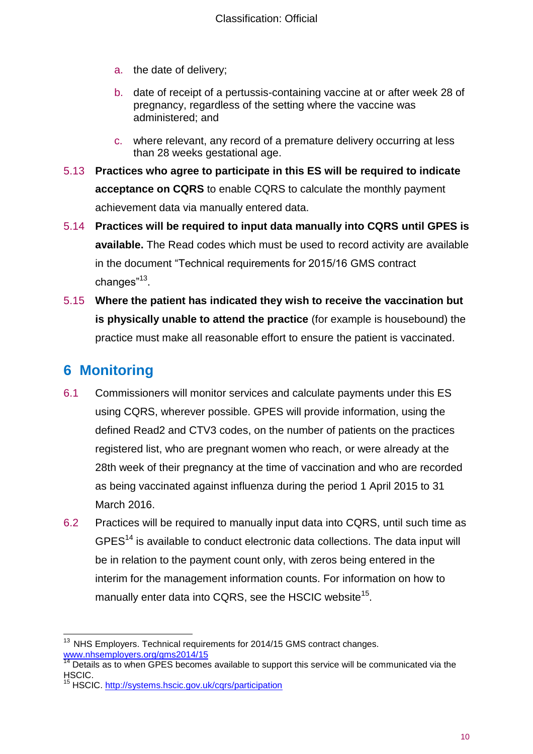a. the date of delivery;

b. date of receipt of a pertussis-containing vaccine at or after week 28 of pregnancy, regardless of the setting where the vaccine was administered; and

c. where relevant, any record of a premature delivery occurring at less than 28 weeks gestational age.

5.13 **Practices who agree to participate in this ES will be required to indicate acceptance on CQRS** to enable CQRS to calculate the monthly payment achievement data via manually entered data.

5.14 **Practices will be required to input data manually into CQRS until GPES is available.** The Read codes which must be used to record activity are available in the document "Technical requirements for 2015/16 GMS contract changes"[13].

5.15 **Where the patient has indicated they wish to receive the vaccination but is physically unable to attend the practice** (for example is housebound) the practice must make all reasonable effort to ensure the patient is vaccinated.

## 6 Monitoring

6.1 Commissioners will monitor services and calculate payments under this ES using CQRS, wherever possible. GPES will provide information, using the defined Read2 and CTV3 codes, on the number of patients on the practices registered list, who are pregnant women who reach, or were already at the 28th week of their pregnancy at the time of vaccination and who are recorded as being vaccinated against influenza during the period 1 April 2015 to 31 March 2016.

6.2 Practices will be required to manually input data into CQRS, until such time as GPES[14] is available to conduct electronic data collections. The data input will be in relation to the payment count only, with zeros being entered in the interim for the management information counts. For information on how to manually enter data into CQRS, see the HSCIC website[15].

---

[13] NHS Employers. Technical requirements for 2014/15 GMS contract changes. www.nhsemployers.org/gms2014/15

[14] Details as to when GPES becomes available to support this service will be communicated via the HSCIC.

[15] HSCIC. http://systems.hscic.gov.uk/cqrs/participation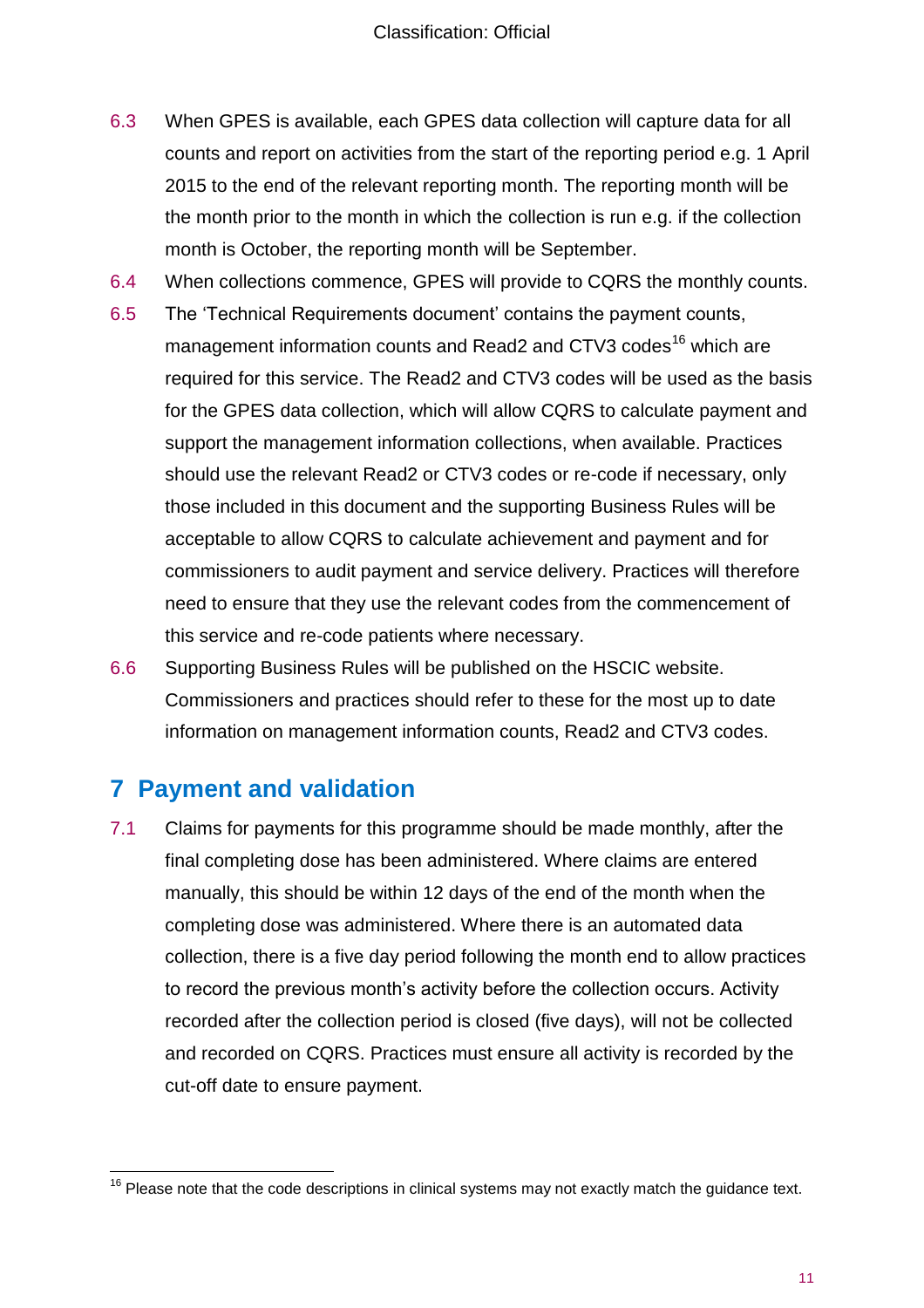6.3 When GPES is available, each GPES data collection will capture data for all counts and report on activities from the start of the reporting period e.g. 1 April 2015 to the end of the relevant reporting month. The reporting month will be the month prior to the month in which the collection is run e.g. if the collection month is October, the reporting month will be September.

6.4 When collections commence, GPES will provide to CQRS the monthly counts.

6.5 The 'Technical Requirements document' contains the payment counts, management information counts and Read2 and CTV3 codes[16] which are required for this service. The Read2 and CTV3 codes will be used as the basis for the GPES data collection, which will allow CQRS to calculate payment and support the management information collections, when available. Practices should use the relevant Read2 or CTV3 codes or re-code if necessary, only those included in this document and the supporting Business Rules will be acceptable to allow CQRS to calculate achievement and payment and for commissioners to audit payment and service delivery. Practices will therefore need to ensure that they use the relevant codes from the commencement of this service and re-code patients where necessary.

6.6 Supporting Business Rules will be published on the HSCIC website. Commissioners and practices should refer to these for the most up to date information on management information counts, Read2 and CTV3 codes.

## 7 Payment and validation

7.1 Claims for payments for this programme should be made monthly, after the final completing dose has been administered. Where claims are entered manually, this should be within 12 days of the end of the month when the completing dose was administered. Where there is an automated data collection, there is a five day period following the month end to allow practices to record the previous month's activity before the collection occurs. Activity recorded after the collection period is closed (five days), will not be collected and recorded on CQRS. Practices must ensure all activity is recorded by the cut-off date to ensure payment.

[16] Please note that the code descriptions in clinical systems may not exactly match the guidance text.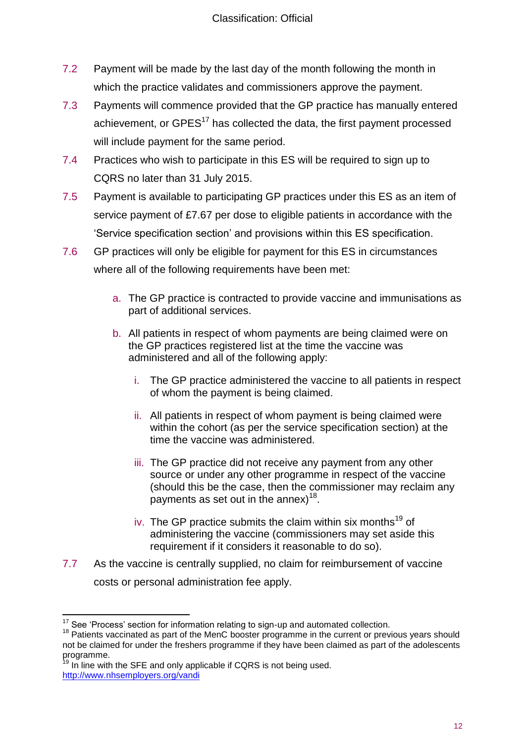7.2 Payment will be made by the last day of the month following the month in which the practice validates and commissioners approve the payment.

7.3 Payments will commence provided that the GP practice has manually entered achievement, or GPES[17] has collected the data, the first payment processed will include payment for the same period.

7.4 Practices who wish to participate in this ES will be required to sign up to CQRS no later than 31 July 2015.

7.5 Payment is available to participating GP practices under this ES as an item of service payment of £7.67 per dose to eligible patients in accordance with the 'Service specification section' and provisions within this ES specification.

7.6 GP practices will only be eligible for payment for this ES in circumstances where all of the following requirements have been met:

   a. The GP practice is contracted to provide vaccine and immunisations as part of additional services.

   b. All patients in respect of whom payments are being claimed were on the GP practices registered list at the time the vaccine was administered and all of the following apply:

      i. The GP practice administered the vaccine to all patients in respect of whom the payment is being claimed.

      ii. All patients in respect of whom payment is being claimed were within the cohort (as per the service specification section) at the time the vaccine was administered.

      iii. The GP practice did not receive any payment from any other source or under any other programme in respect of the vaccine (should this be the case, then the commissioner may reclaim any payments as set out in the annex)[18].

      iv. The GP practice submits the claim within six months[19] of administering the vaccine (commissioners may set aside this requirement if it considers it reasonable to do so).

7.7 As the vaccine is centrally supplied, no claim for reimbursement of vaccine costs or personal administration fee apply.

---

[17] See 'Process' section for information relating to sign-up and automated collection.

[18] Patients vaccinated as part of the MenC booster programme in the current or previous years should not be claimed for under the freshers programme if they have been claimed as part of the adolescents programme.

[19] In line with the SFE and only applicable if CQRS is not being used. http://www.nhsemployers.org/vandi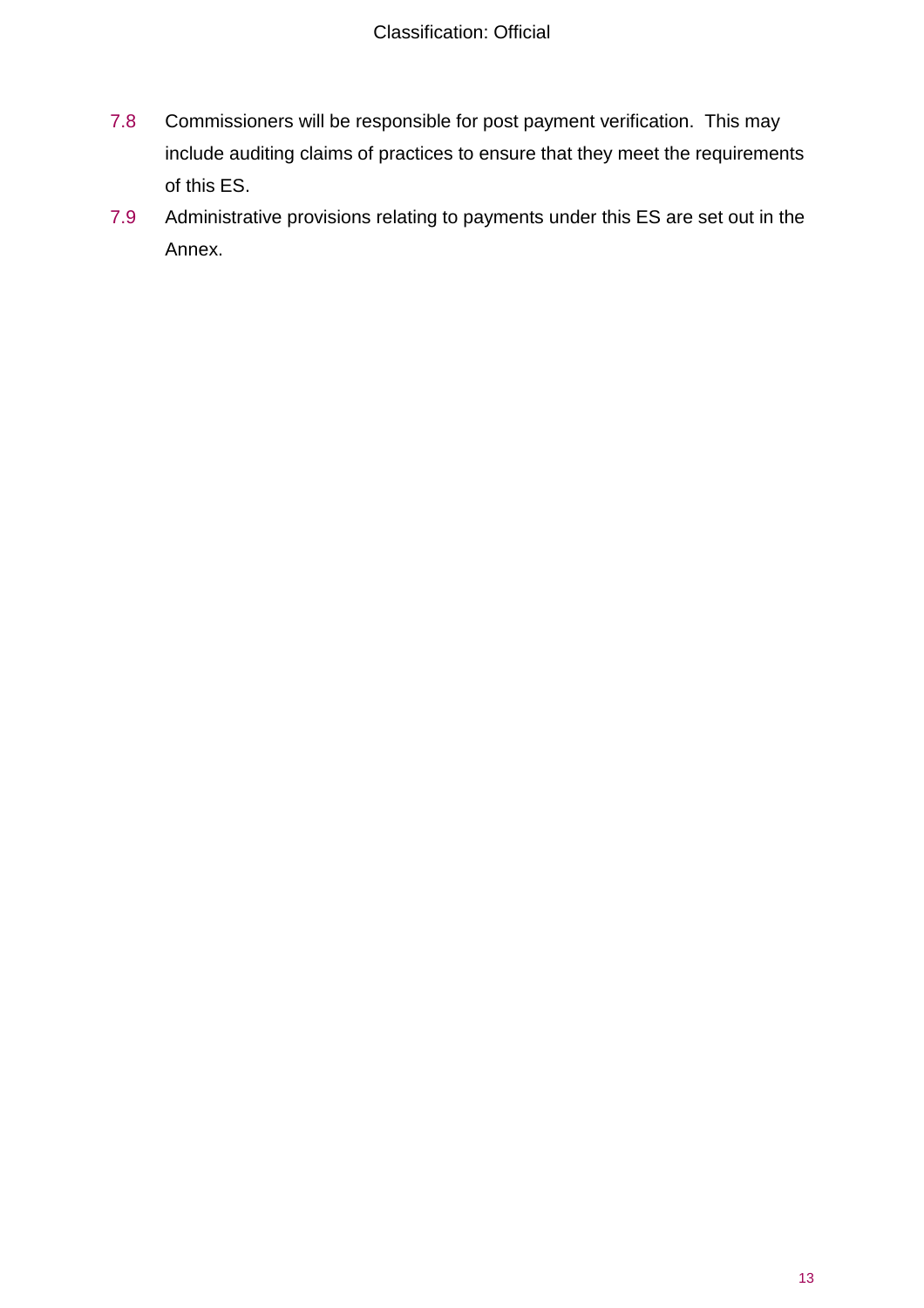7.8 Commissioners will be responsible for post payment verification. This may include auditing claims of practices to ensure that they meet the requirements of this ES.

7.9 Administrative provisions relating to payments under this ES are set out in the Annex.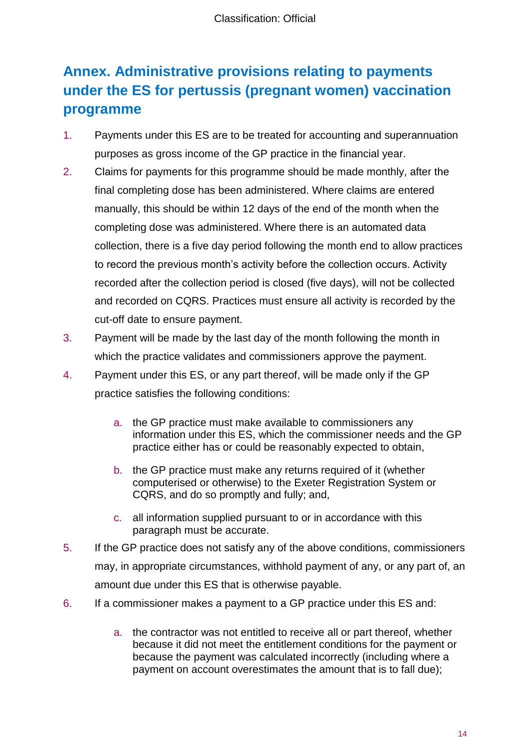## Annex. Administrative provisions relating to payments under the ES for pertussis (pregnant women) vaccination programme

1. Payments under this ES are to be treated for accounting and superannuation purposes as gross income of the GP practice in the financial year.
2. Claims for payments for this programme should be made monthly, after the final completing dose has been administered. Where claims are entered manually, this should be within 12 days of the end of the month when the completing dose was administered. Where there is an automated data collection, there is a five day period following the month end to allow practices to record the previous month's activity before the collection occurs. Activity recorded after the collection period is closed (five days), will not be collected and recorded on CQRS. Practices must ensure all activity is recorded by the cut-off date to ensure payment.
3. Payment will be made by the last day of the month following the month in which the practice validates and commissioners approve the payment.
4. Payment under this ES, or any part thereof, will be made only if the GP practice satisfies the following conditions:

    a. the GP practice must make available to commissioners any information under this ES, which the commissioner needs and the GP practice either has or could be reasonably expected to obtain,

    b. the GP practice must make any returns required of it (whether computerised or otherwise) to the Exeter Registration System or CQRS, and do so promptly and fully; and,

    c. all information supplied pursuant to or in accordance with this paragraph must be accurate.

5. If the GP practice does not satisfy any of the above conditions, commissioners may, in appropriate circumstances, withhold payment of any, or any part of, an amount due under this ES that is otherwise payable.
6. If a commissioner makes a payment to a GP practice under this ES and:

    a. the contractor was not entitled to receive all or part thereof, whether because it did not meet the entitlement conditions for the payment or because the payment was calculated incorrectly (including where a payment on account overestimates the amount that is to fall due);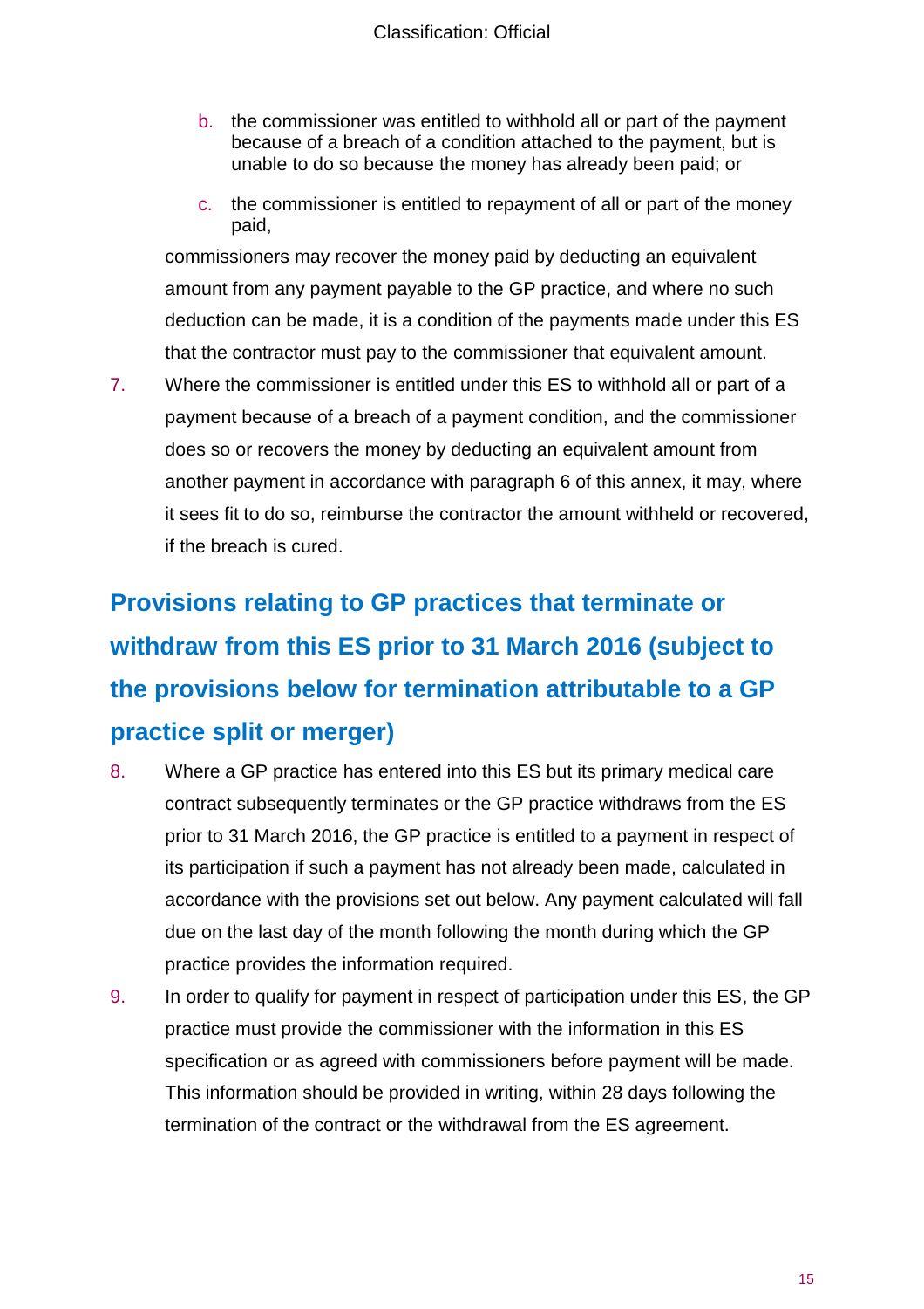b. the commissioner was entitled to withhold all or part of the payment because of a breach of a condition attached to the payment, but is unable to do so because the money has already been paid; or

c. the commissioner is entitled to repayment of all or part of the money paid,

commissioners may recover the money paid by deducting an equivalent amount from any payment payable to the GP practice, and where no such deduction can be made, it is a condition of the payments made under this ES that the contractor must pay to the commissioner that equivalent amount.

7. Where the commissioner is entitled under this ES to withhold all or part of a payment because of a breach of a payment condition, and the commissioner does so or recovers the money by deducting an equivalent amount from another payment in accordance with paragraph 6 of this annex, it may, where it sees fit to do so, reimburse the contractor the amount withheld or recovered, if the breach is cured.

## Provisions relating to GP practices that terminate or withdraw from this ES prior to 31 March 2016 (subject to the provisions below for termination attributable to a GP practice split or merger)

8. Where a GP practice has entered into this ES but its primary medical care contract subsequently terminates or the GP practice withdraws from the ES prior to 31 March 2016, the GP practice is entitled to a payment in respect of its participation if such a payment has not already been made, calculated in accordance with the provisions set out below. Any payment calculated will fall due on the last day of the month following the month during which the GP practice provides the information required.

9. In order to qualify for payment in respect of participation under this ES, the GP practice must provide the commissioner with the information in this ES specification or as agreed with commissioners before payment will be made. This information should be provided in writing, within 28 days following the termination of the contract or the withdrawal from the ES agreement.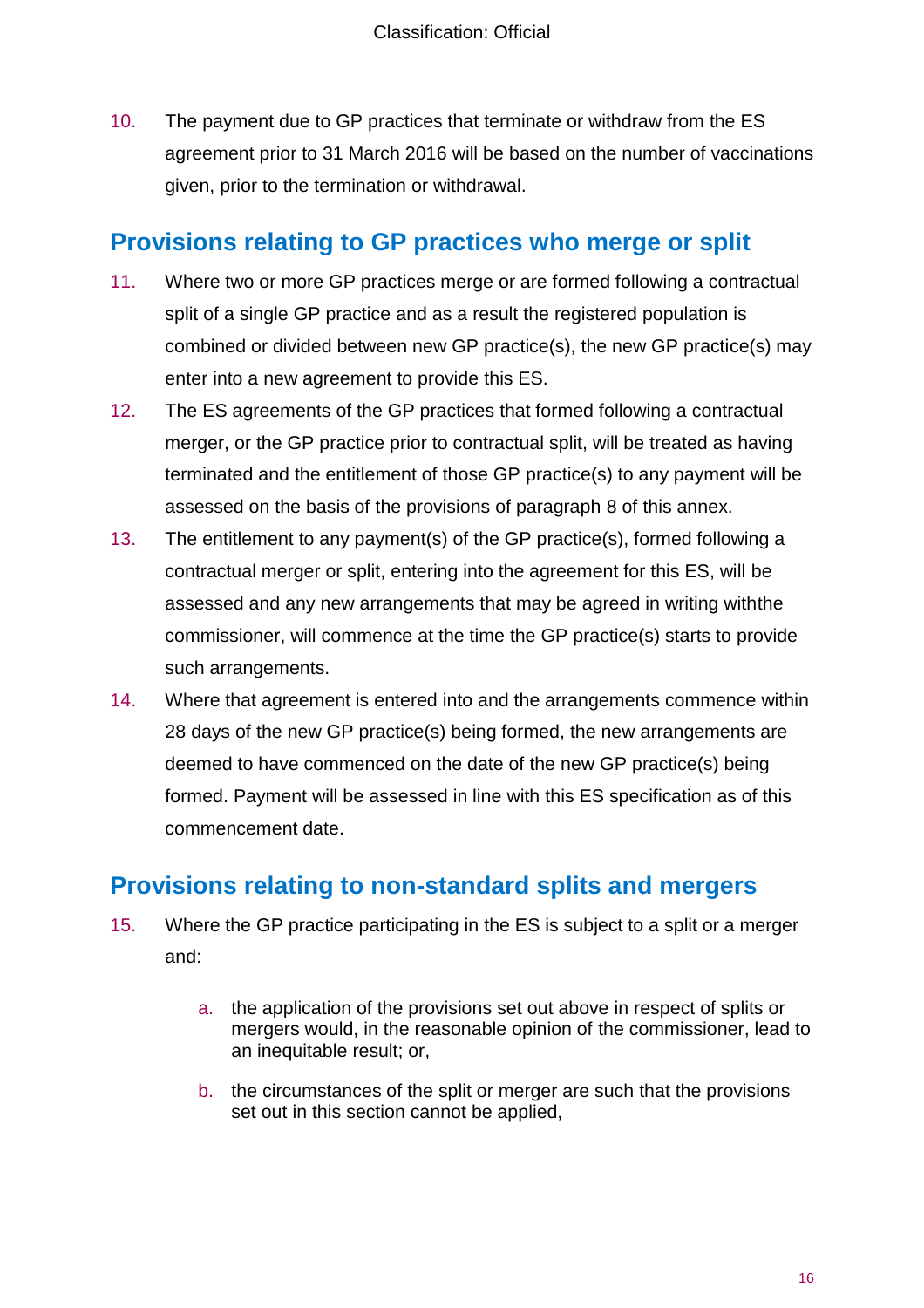10. The payment due to GP practices that terminate or withdraw from the ES agreement prior to 31 March 2016 will be based on the number of vaccinations given, prior to the termination or withdrawal.

## Provisions relating to GP practices who merge or split

11. Where two or more GP practices merge or are formed following a contractual split of a single GP practice and as a result the registered population is combined or divided between new GP practice(s), the new GP practice(s) may enter into a new agreement to provide this ES.
12. The ES agreements of the GP practices that formed following a contractual merger, or the GP practice prior to contractual split, will be treated as having terminated and the entitlement of those GP practice(s) to any payment will be assessed on the basis of the provisions of paragraph 8 of this annex.
13. The entitlement to any payment(s) of the GP practice(s), formed following a contractual merger or split, entering into the agreement for this ES, will be assessed and any new arrangements that may be agreed in writing withthe commissioner, will commence at the time the GP practice(s) starts to provide such arrangements.
14. Where that agreement is entered into and the arrangements commence within 28 days of the new GP practice(s) being formed, the new arrangements are deemed to have commenced on the date of the new GP practice(s) being formed. Payment will be assessed in line with this ES specification as of this commencement date.

## Provisions relating to non-standard splits and mergers

15. Where the GP practice participating in the ES is subject to a split or a merger and:

    a. the application of the provisions set out above in respect of splits or mergers would, in the reasonable opinion of the commissioner, lead to an inequitable result; or,

    b. the circumstances of the split or merger are such that the provisions set out in this section cannot be applied,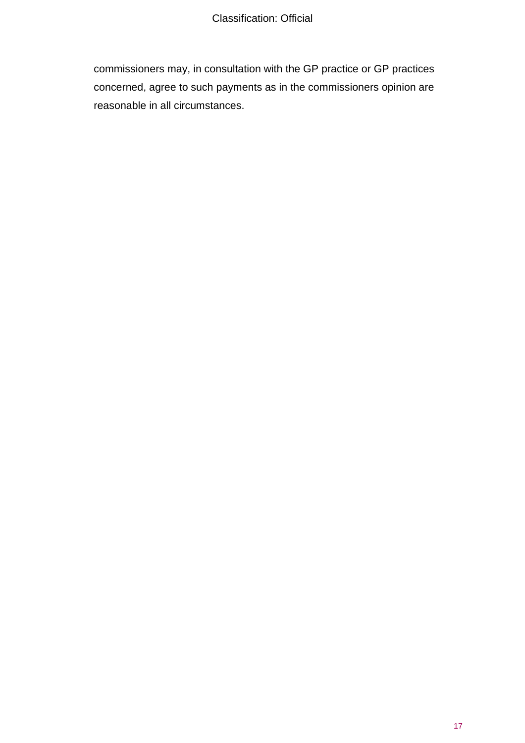commissioners may, in consultation with the GP practice or GP practices concerned, agree to such payments as in the commissioners opinion are reasonable in all circumstances.